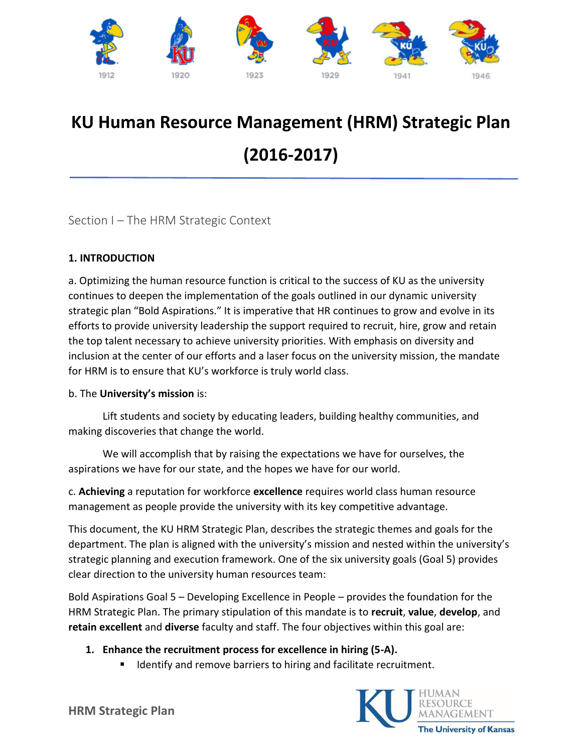1912 1920 1923 1929 1941 1946

# KU Human Resource Management (HRM) Strategic Plan (2016-2017)

## Section I – The HRM Strategic Context

### 1. INTRODUCTION

a. Optimizing the human resource function is critical to the success of KU as the university continues to deepen the implementation of the goals outlined in our dynamic university strategic plan "Bold Aspirations." It is imperative that HR continues to grow and evolve in its efforts to provide university leadership the support required to recruit, hire, grow and retain the top talent necessary to achieve university priorities. With emphasis on diversity and inclusion at the center of our efforts and a laser focus on the university mission, the mandate for HRM is to ensure that KU's workforce is truly world class.

b. The **University's mission** is:

Lift students and society by educating leaders, building healthy communities, and making discoveries that change the world.

We will accomplish that by raising the expectations we have for ourselves, the aspirations we have for our state, and the hopes we have for our world.

c. **Achieving** a reputation for workforce **excellence** requires world class human resource management as people provide the university with its key competitive advantage.

This document, the KU HRM Strategic Plan, describes the strategic themes and goals for the department. The plan is aligned with the university's mission and nested within the university's strategic planning and execution framework. One of the six university goals (Goal 5) provides clear direction to the university human resources team:

Bold Aspirations Goal 5 – Developing Excellence in People – provides the foundation for the HRM Strategic Plan. The primary stipulation of this mandate is to **recruit**, **value**, **develop**, and **retain excellent** and **diverse** faculty and staff. The four objectives within this goal are:

1. **Enhance the recruitment process for excellence in hiring (5-A).**
   - Identify and remove barriers to hiring and facilitate recruitment.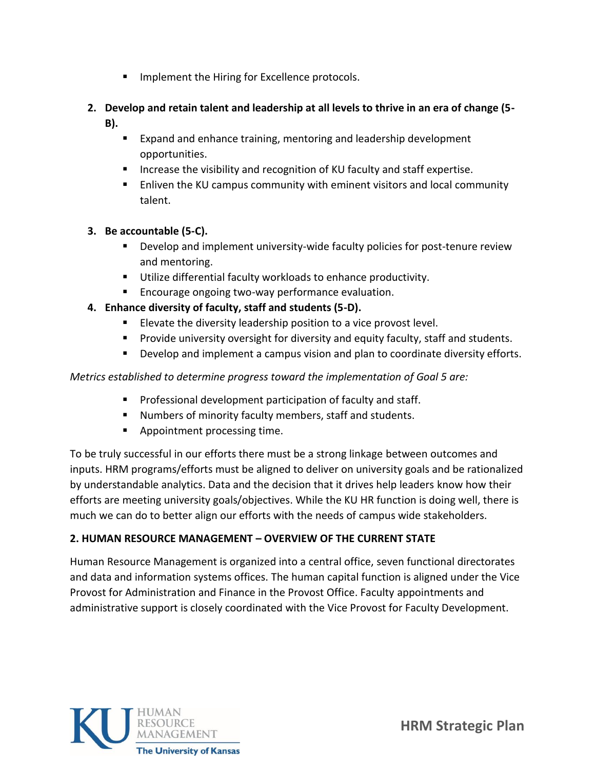- Implement the Hiring for Excellence protocols.

2. **Develop and retain talent and leadership at all levels to thrive in an era of change (5-B).**
    - Expand and enhance training, mentoring and leadership development opportunities.
    - Increase the visibility and recognition of KU faculty and staff expertise.
    - Enliven the KU campus community with eminent visitors and local community talent.

3. **Be accountable (5-C).**
    - Develop and implement university-wide faculty policies for post-tenure review and mentoring.
    - Utilize differential faculty workloads to enhance productivity.
    - Encourage ongoing two-way performance evaluation.
4. **Enhance diversity of faculty, staff and students (5-D).**
    - Elevate the diversity leadership position to a vice provost level.
    - Provide university oversight for diversity and equity faculty, staff and students.
    - Develop and implement a campus vision and plan to coordinate diversity efforts.

*Metrics established to determine progress toward the implementation of Goal 5 are:*

- Professional development participation of faculty and staff.
- Numbers of minority faculty members, staff and students.
- Appointment processing time.

To be truly successful in our efforts there must be a strong linkage between outcomes and inputs. HRM programs/efforts must be aligned to deliver on university goals and be rationalized by understandable analytics. Data and the decision that it drives help leaders know how their efforts are meeting university goals/objectives. While the KU HR function is doing well, there is much we can do to better align our efforts with the needs of campus wide stakeholders.

## 2. HUMAN RESOURCE MANAGEMENT – OVERVIEW OF THE CURRENT STATE

Human Resource Management is organized into a central office, seven functional directorates and data and information systems offices. The human capital function is aligned under the Vice Provost for Administration and Finance in the Provost Office. Faculty appointments and administrative support is closely coordinated with the Vice Provost for Faculty Development.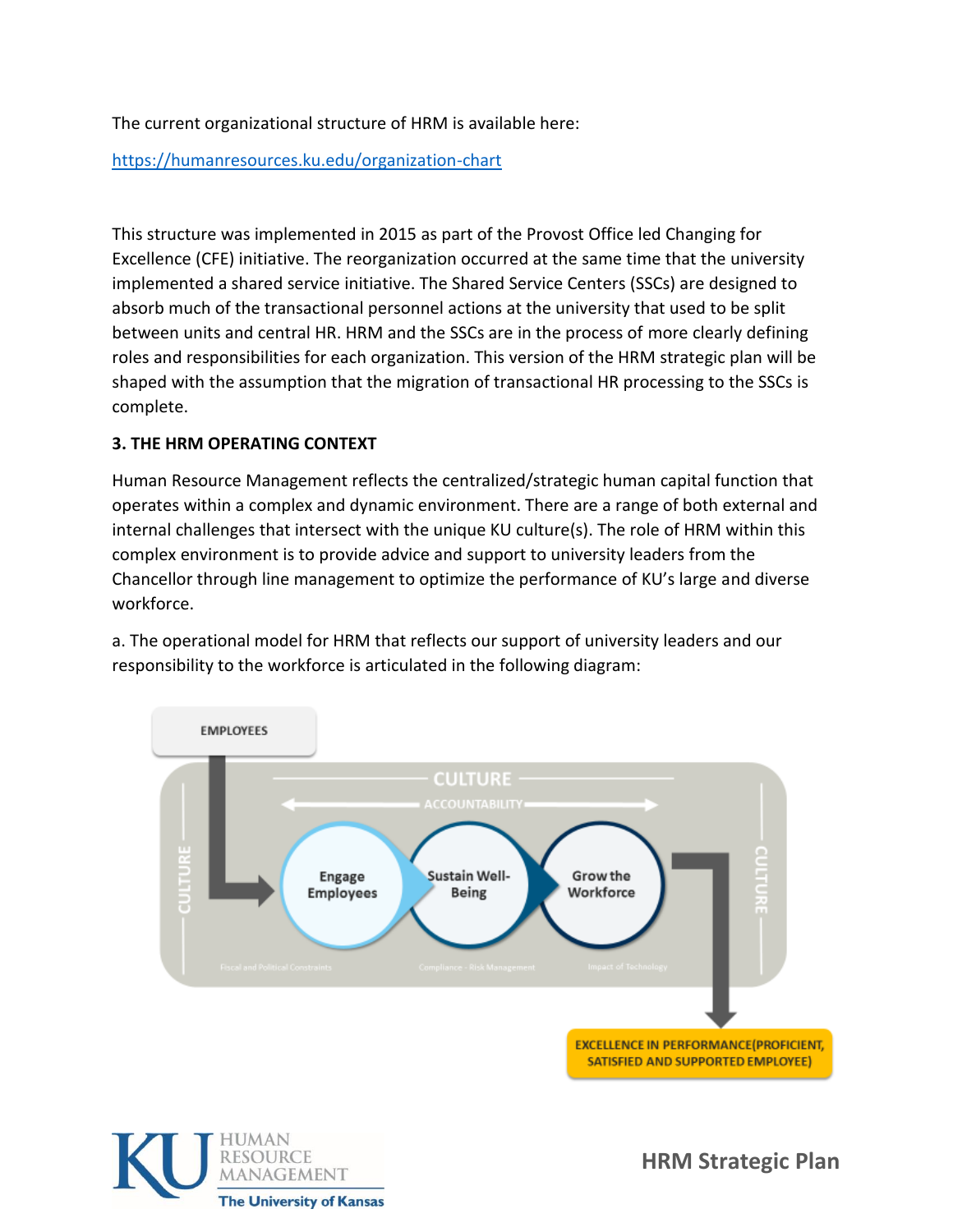The current organizational structure of HRM is available here:

https://humanresources.ku.edu/organization-chart

This structure was implemented in 2015 as part of the Provost Office led Changing for Excellence (CFE) initiative. The reorganization occurred at the same time that the university implemented a shared service initiative. The Shared Service Centers (SSCs) are designed to absorb much of the transactional personnel actions at the university that used to be split between units and central HR. HRM and the SSCs are in the process of more clearly defining roles and responsibilities for each organization. This version of the HRM strategic plan will be shaped with the assumption that the migration of transactional HR processing to the SSCs is complete.

**3. THE HRM OPERATING CONTEXT**

Human Resource Management reflects the centralized/strategic human capital function that operates within a complex and dynamic environment. There are a range of both external and internal challenges that intersect with the unique KU culture(s). The role of HRM within this complex environment is to provide advice and support to university leaders from the Chancellor through line management to optimize the performance of KU's large and diverse workforce.

a. The operational model for HRM that reflects our support of university leaders and our responsibility to the workforce is articulated in the following diagram:

EMPLOYEES

CULTURE

ACCOUNTABILITY

CULTURE

Engage Employees

Sustain Well-Being

Grow the Workforce

CULTURE

Fiscal and Political Constraints

Compliance - Risk Management

Impact of Technology

EXCELLENCE IN PERFORMANCE(PROFICIENT, SATISFIED AND SUPPORTED EMPLOYEE)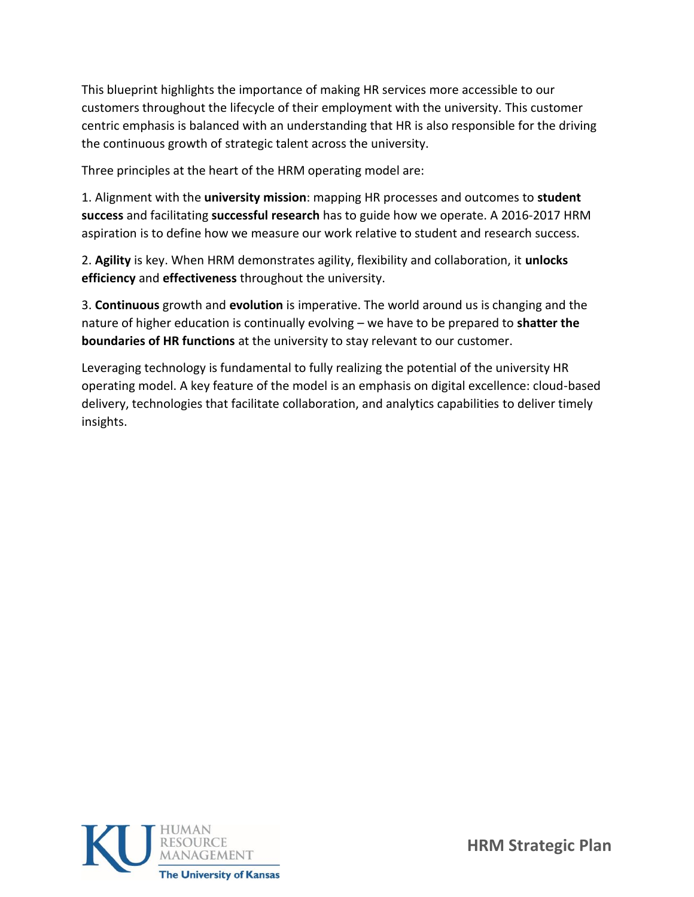This blueprint highlights the importance of making HR services more accessible to our customers throughout the lifecycle of their employment with the university. This customer centric emphasis is balanced with an understanding that HR is also responsible for the driving the continuous growth of strategic talent across the university.

Three principles at the heart of the HRM operating model are:

1. Alignment with the **university mission**: mapping HR processes and outcomes to **student success** and facilitating **successful research** has to guide how we operate. A 2016-2017 HRM aspiration is to define how we measure our work relative to student and research success.

2. **Agility** is key. When HRM demonstrates agility, flexibility and collaboration, it **unlocks efficiency** and **effectiveness** throughout the university.

3. **Continuous** growth and **evolution** is imperative. The world around us is changing and the nature of higher education is continually evolving – we have to be prepared to **shatter the boundaries of HR functions** at the university to stay relevant to our customer.

Leveraging technology is fundamental to fully realizing the potential of the university HR operating model. A key feature of the model is an emphasis on digital excellence: cloud-based delivery, technologies that facilitate collaboration, and analytics capabilities to deliver timely insights.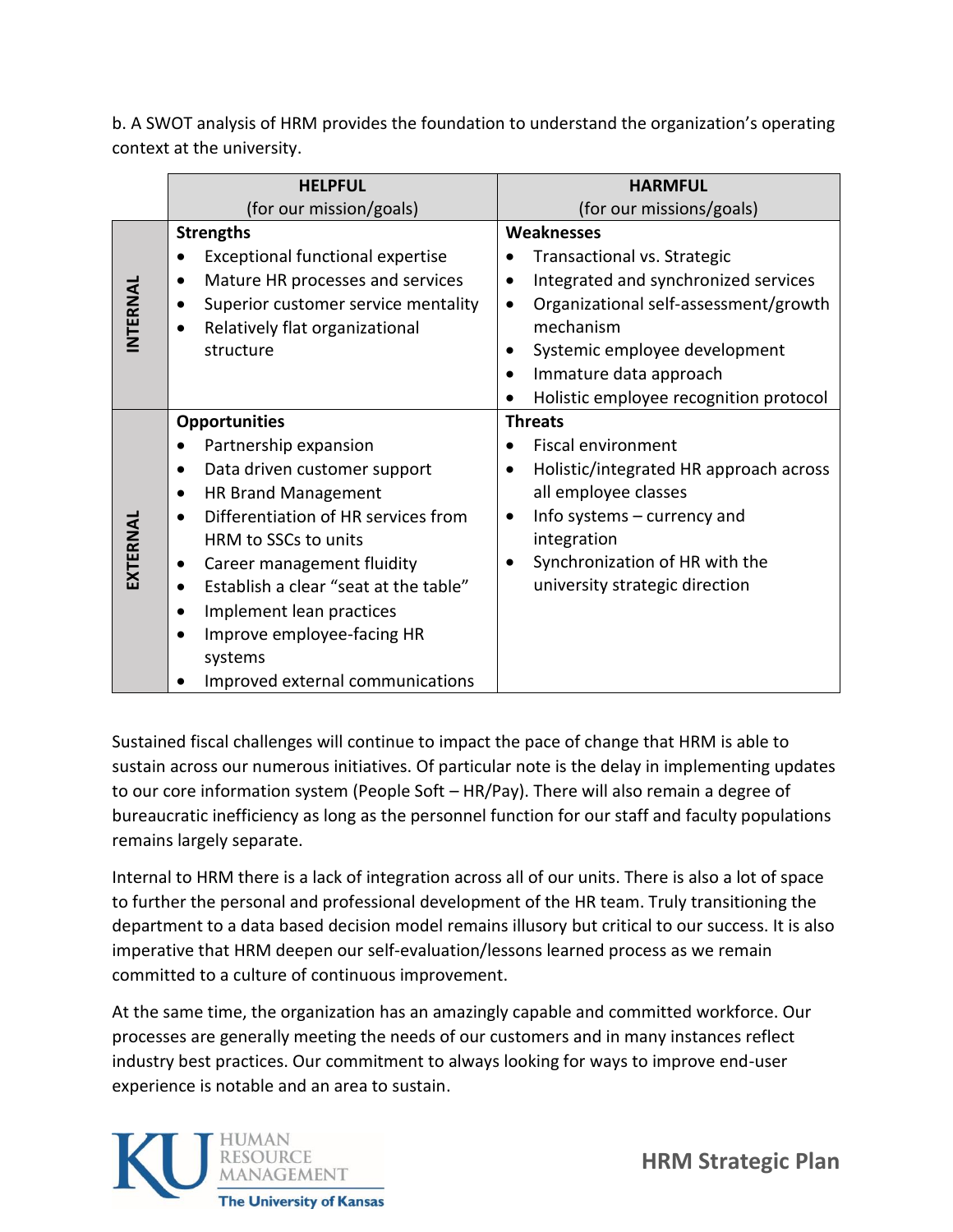b. A SWOT analysis of HRM provides the foundation to understand the organization's operating context at the university.

| | **HELPFUL** (for our mission/goals) | **HARMFUL** (for our missions/goals) |
|---|---|---|
| **INTERNAL** | **Strengths**<br>• Exceptional functional expertise<br>• Mature HR processes and services<br>• Superior customer service mentality<br>• Relatively flat organizational structure | **Weaknesses**<br>• Transactional vs. Strategic<br>• Integrated and synchronized services<br>• Organizational self-assessment/growth mechanism<br>• Systemic employee development<br>• Immature data approach<br>• Holistic employee recognition protocol |
| **EXTERNAL** | **Opportunities**<br>• Partnership expansion<br>• Data driven customer support<br>• HR Brand Management<br>• Differentiation of HR services from HRM to SSCs to units<br>• Career management fluidity<br>• Establish a clear "seat at the table"<br>• Implement lean practices<br>• Improve employee-facing HR systems<br>• Improved external communications | **Threats**<br>• Fiscal environment<br>• Holistic/integrated HR approach across all employee classes<br>• Info systems – currency and integration<br>• Synchronization of HR with the university strategic direction |

Sustained fiscal challenges will continue to impact the pace of change that HRM is able to sustain across our numerous initiatives. Of particular note is the delay in implementing updates to our core information system (People Soft – HR/Pay). There will also remain a degree of bureaucratic inefficiency as long as the personnel function for our staff and faculty populations remains largely separate.

Internal to HRM there is a lack of integration across all of our units. There is also a lot of space to further the personal and professional development of the HR team. Truly transitioning the department to a data based decision model remains illusory but critical to our success. It is also imperative that HRM deepen our self-evaluation/lessons learned process as we remain committed to a culture of continuous improvement.

At the same time, the organization has an amazingly capable and committed workforce. Our processes are generally meeting the needs of our customers and in many instances reflect industry best practices. Our commitment to always looking for ways to improve end-user experience is notable and an area to sustain.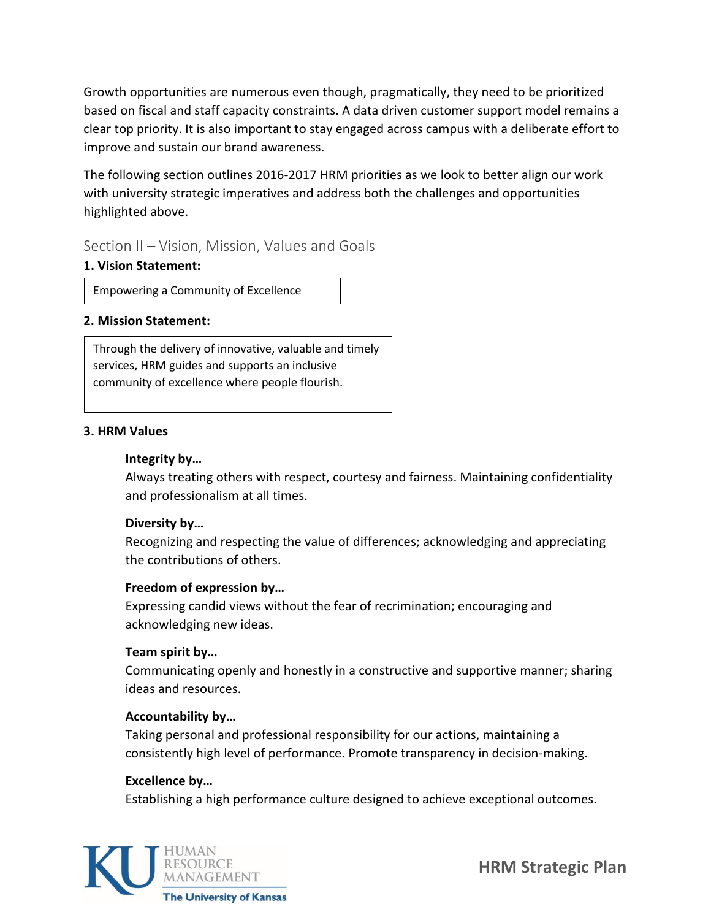Growth opportunities are numerous even though, pragmatically, they need to be prioritized based on fiscal and staff capacity constraints. A data driven customer support model remains a clear top priority. It is also important to stay engaged across campus with a deliberate effort to improve and sustain our brand awareness.

The following section outlines 2016-2017 HRM priorities as we look to better align our work with university strategic imperatives and address both the challenges and opportunities highlighted above.

## Section II – Vision, Mission, Values and Goals

**1. Vision Statement:**

Empowering a Community of Excellence

**2. Mission Statement:**

Through the delivery of innovative, valuable and timely services, HRM guides and supports an inclusive community of excellence where people flourish.

**3. HRM Values**

**Integrity by…**
Always treating others with respect, courtesy and fairness. Maintaining confidentiality and professionalism at all times.

**Diversity by…**
Recognizing and respecting the value of differences; acknowledging and appreciating the contributions of others.

**Freedom of expression by…**
Expressing candid views without the fear of recrimination; encouraging and acknowledging new ideas.

**Team spirit by…**
Communicating openly and honestly in a constructive and supportive manner; sharing ideas and resources.

**Accountability by…**
Taking personal and professional responsibility for our actions, maintaining a consistently high level of performance. Promote transparency in decision-making.

**Excellence by…**
Establishing a high performance culture designed to achieve exceptional outcomes.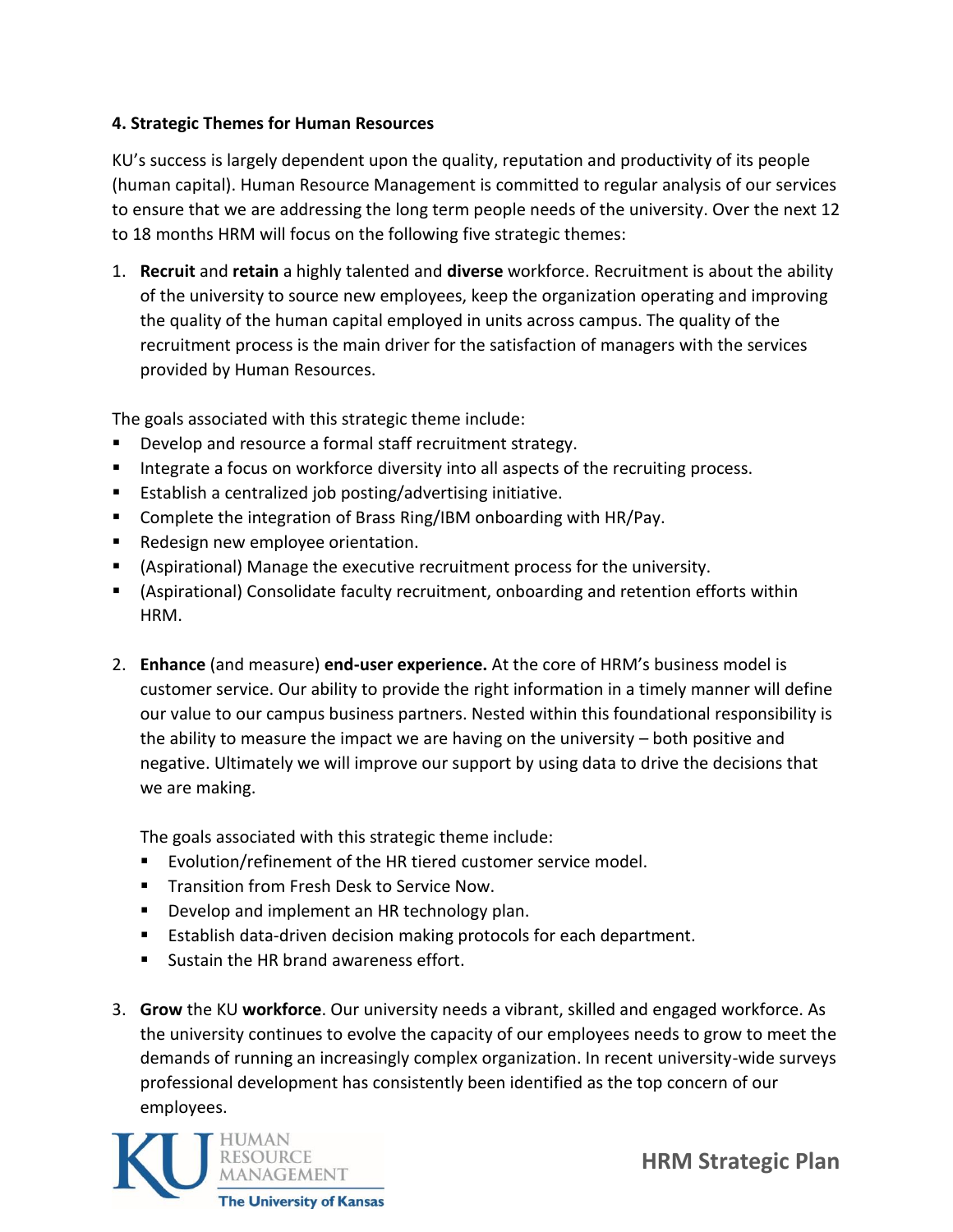#### 4. Strategic Themes for Human Resources

KU's success is largely dependent upon the quality, reputation and productivity of its people (human capital). Human Resource Management is committed to regular analysis of our services to ensure that we are addressing the long term people needs of the university. Over the next 12 to 18 months HRM will focus on the following five strategic themes:

1. **Recruit** and **retain** a highly talented and **diverse** workforce. Recruitment is about the ability of the university to source new employees, keep the organization operating and improving the quality of the human capital employed in units across campus. The quality of the recruitment process is the main driver for the satisfaction of managers with the services provided by Human Resources.

The goals associated with this strategic theme include:

- Develop and resource a formal staff recruitment strategy.
- Integrate a focus on workforce diversity into all aspects of the recruiting process.
- Establish a centralized job posting/advertising initiative.
- Complete the integration of Brass Ring/IBM onboarding with HR/Pay.
- Redesign new employee orientation.
- (Aspirational) Manage the executive recruitment process for the university.
- (Aspirational) Consolidate faculty recruitment, onboarding and retention efforts within HRM.

2. **Enhance** (and measure) **end-user experience.** At the core of HRM's business model is customer service. Our ability to provide the right information in a timely manner will define our value to our campus business partners. Nested within this foundational responsibility is the ability to measure the impact we are having on the university – both positive and negative. Ultimately we will improve our support by using data to drive the decisions that we are making.

   The goals associated with this strategic theme include:

   - Evolution/refinement of the HR tiered customer service model.
   - Transition from Fresh Desk to Service Now.
   - Develop and implement an HR technology plan.
   - Establish data-driven decision making protocols for each department.
   - Sustain the HR brand awareness effort.

3. **Grow** the KU **workforce**. Our university needs a vibrant, skilled and engaged workforce. As the university continues to evolve the capacity of our employees needs to grow to meet the demands of running an increasingly complex organization. In recent university-wide surveys professional development has consistently been identified as the top concern of our employees.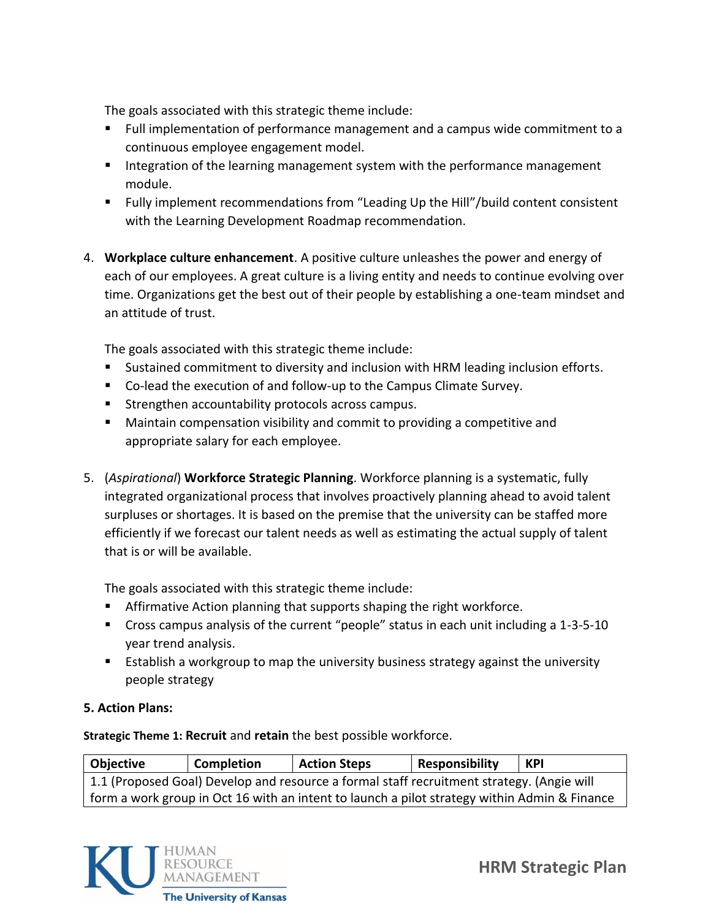The goals associated with this strategic theme include:

- Full implementation of performance management and a campus wide commitment to a continuous employee engagement model.
- Integration of the learning management system with the performance management module.
- Fully implement recommendations from "Leading Up the Hill"/build content consistent with the Learning Development Roadmap recommendation.

4. **Workplace culture enhancement**. A positive culture unleashes the power and energy of each of our employees. A great culture is a living entity and needs to continue evolving over time. Organizations get the best out of their people by establishing a one-team mindset and an attitude of trust.

   The goals associated with this strategic theme include:

   - Sustained commitment to diversity and inclusion with HRM leading inclusion efforts.
   - Co-lead the execution of and follow-up to the Campus Climate Survey.
   - Strengthen accountability protocols across campus.
   - Maintain compensation visibility and commit to providing a competitive and appropriate salary for each employee.

5. (*Aspirational*) **Workforce Strategic Planning**. Workforce planning is a systematic, fully integrated organizational process that involves proactively planning ahead to avoid talent surpluses or shortages. It is based on the premise that the university can be staffed more efficiently if we forecast our talent needs as well as estimating the actual supply of talent that is or will be available.

   The goals associated with this strategic theme include:

   - Affirmative Action planning that supports shaping the right workforce.
   - Cross campus analysis of the current "people" status in each unit including a 1-3-5-10 year trend analysis.
   - Establish a workgroup to map the university business strategy against the university people strategy

**5. Action Plans:**

**Strategic Theme 1: Recruit** and **retain** the best possible workforce.

| Objective | Completion | Action Steps | Responsibility | KPI |
|---|---|---|---|---|
| 1.1 (Proposed Goal) Develop and resource a formal staff recruitment strategy. (Angie will form a work group in Oct 16 with an intent to launch a pilot strategy within Admin & Finance | | | | |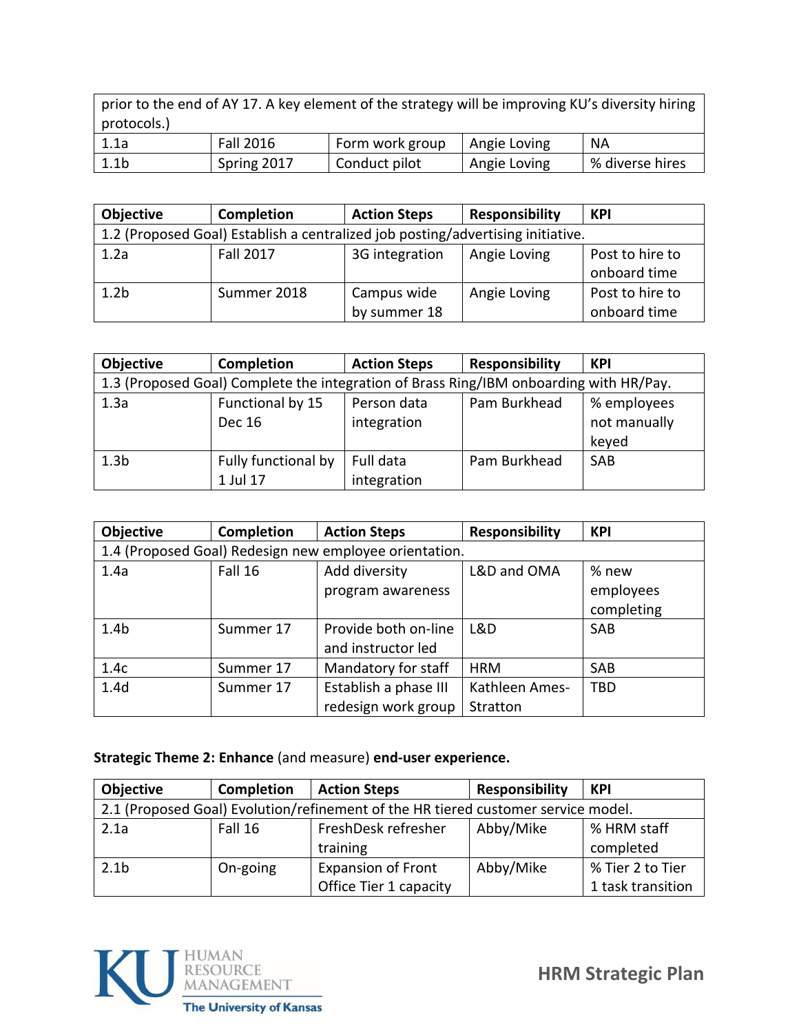| prior to the end of AY 17. A key element of the strategy will be improving KU's diversity hiring protocols.) | | | | |
|---|---|---|---|---|
| 1.1a | Fall 2016 | Form work group | Angie Loving | NA |
| 1.1b | Spring 2017 | Conduct pilot | Angie Loving | % diverse hires |

| Objective | Completion | Action Steps | Responsibility | KPI |
|---|---|---|---|---|
| 1.2 (Proposed Goal) Establish a centralized job posting/advertising initiative. | | | | |
| 1.2a | Fall 2017 | 3G integration | Angie Loving | Post to hire to onboard time |
| 1.2b | Summer 2018 | Campus wide by summer 18 | Angie Loving | Post to hire to onboard time |

| Objective | Completion | Action Steps | Responsibility | KPI |
|---|---|---|---|---|
| 1.3 (Proposed Goal) Complete the integration of Brass Ring/IBM onboarding with HR/Pay. | | | | |
| 1.3a | Functional by 15 Dec 16 | Person data integration | Pam Burkhead | % employees not manually keyed |
| 1.3b | Fully functional by 1 Jul 17 | Full data integration | Pam Burkhead | SAB |

| Objective | Completion | Action Steps | Responsibility | KPI |
|---|---|---|---|---|
| 1.4 (Proposed Goal) Redesign new employee orientation. | | | | |
| 1.4a | Fall 16 | Add diversity program awareness | L&D and OMA | % new employees completing |
| 1.4b | Summer 17 | Provide both on-line and instructor led | L&D | SAB |
| 1.4c | Summer 17 | Mandatory for staff | HRM | SAB |
| 1.4d | Summer 17 | Establish a phase III redesign work group | Kathleen Ames-Stratton | TBD |

**Strategic Theme 2: Enhance** (and measure) **end-user experience.**

| Objective | Completion | Action Steps | Responsibility | KPI |
|---|---|---|---|---|
| 2.1 (Proposed Goal) Evolution/refinement of the HR tiered customer service model. | | | | |
| 2.1a | Fall 16 | FreshDesk refresher training | Abby/Mike | % HRM staff completed |
| 2.1b | On-going | Expansion of Front Office Tier 1 capacity | Abby/Mike | % Tier 2 to Tier 1 task transition |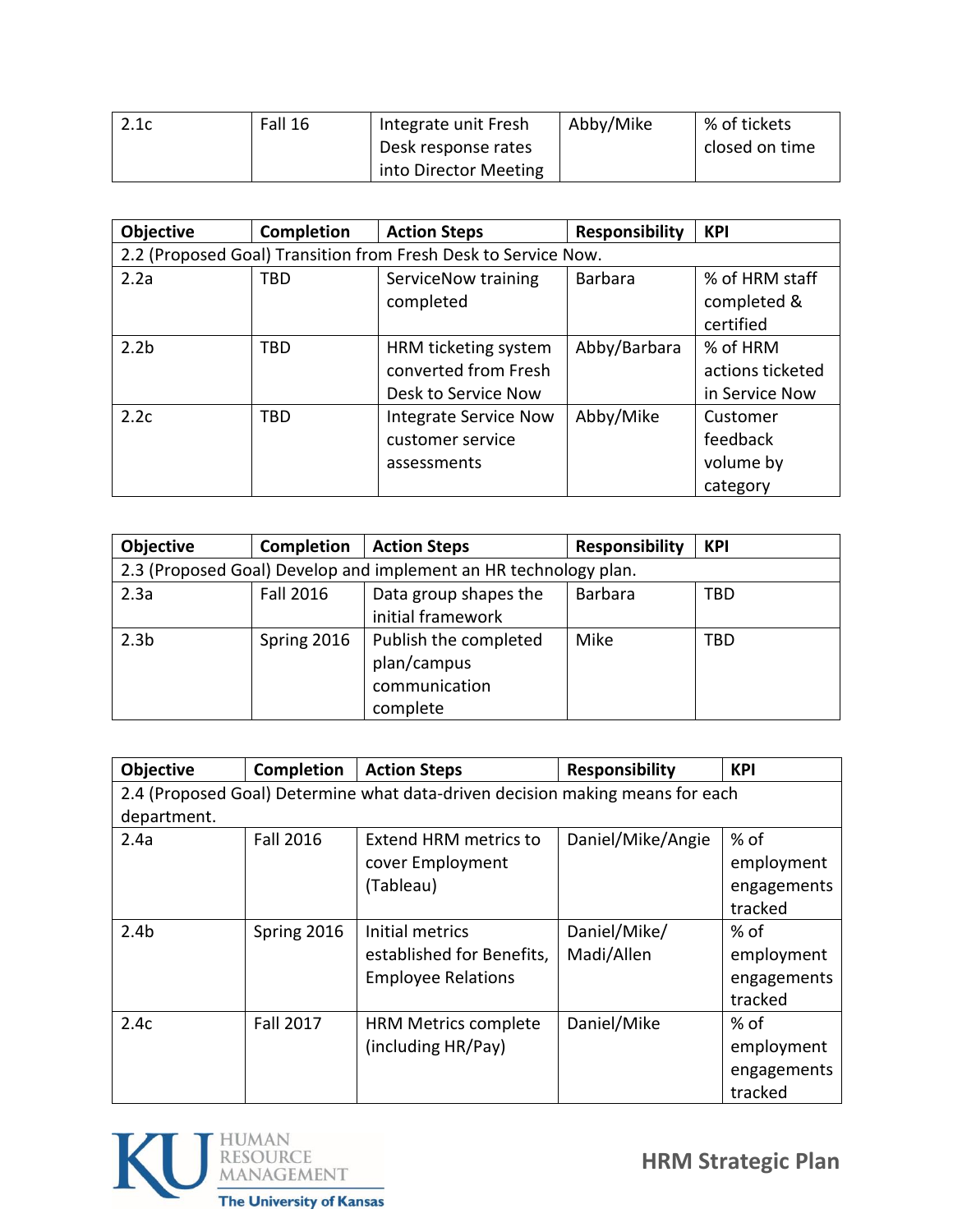| | | | | |
|---|---|---|---|---|
| 2.1c | Fall 16 | Integrate unit Fresh Desk response rates into Director Meeting | Abby/Mike | % of tickets closed on time |

| Objective | Completion | Action Steps | Responsibility | KPI |
|---|---|---|---|---|
| 2.2 (Proposed Goal) Transition from Fresh Desk to Service Now. | | | | |
| 2.2a | TBD | ServiceNow training completed | Barbara | % of HRM staff completed & certified |
| 2.2b | TBD | HRM ticketing system converted from Fresh Desk to Service Now | Abby/Barbara | % of HRM actions ticketed in Service Now |
| 2.2c | TBD | Integrate Service Now customer service assessments | Abby/Mike | Customer feedback volume by category |

| Objective | Completion | Action Steps | Responsibility | KPI |
|---|---|---|---|---|
| 2.3 (Proposed Goal) Develop and implement an HR technology plan. | | | | |
| 2.3a | Fall 2016 | Data group shapes the initial framework | Barbara | TBD |
| 2.3b | Spring 2016 | Publish the completed plan/campus communication complete | Mike | TBD |

| Objective | Completion | Action Steps | Responsibility | KPI |
|---|---|---|---|---|
| 2.4 (Proposed Goal) Determine what data-driven decision making means for each department. | | | | |
| 2.4a | Fall 2016 | Extend HRM metrics to cover Employment (Tableau) | Daniel/Mike/Angie | % of employment engagements tracked |
| 2.4b | Spring 2016 | Initial metrics established for Benefits, Employee Relations | Daniel/Mike/ Madi/Allen | % of employment engagements tracked |
| 2.4c | Fall 2017 | HRM Metrics complete (including HR/Pay) | Daniel/Mike | % of employment engagements tracked |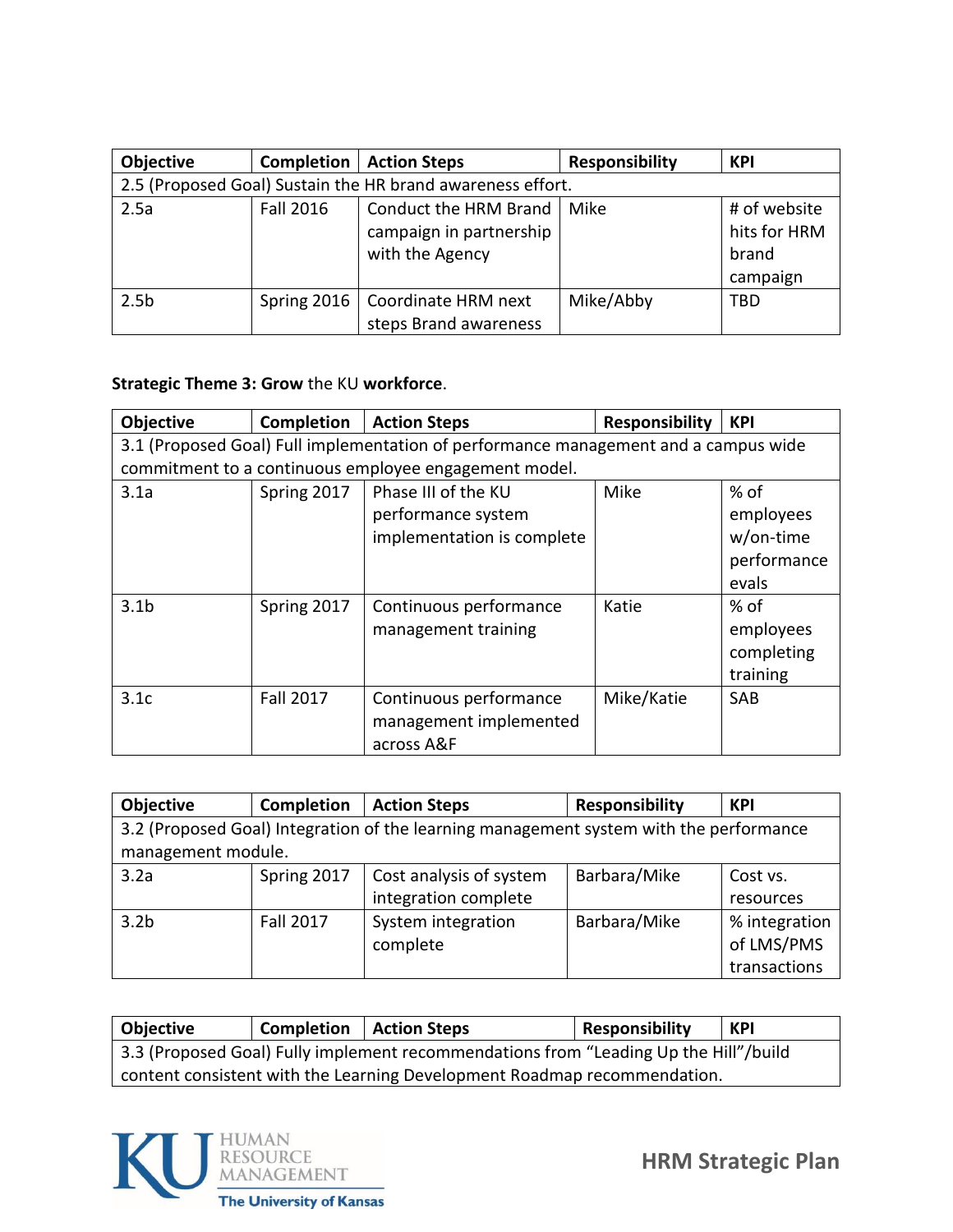| Objective | Completion | Action Steps | Responsibility | KPI |
| --- | --- | --- | --- | --- |
| 2.5 (Proposed Goal) Sustain the HR brand awareness effort. | | | | |
| 2.5a | Fall 2016 | Conduct the HRM Brand campaign in partnership with the Agency | Mike | # of website hits for HRM brand campaign |
| 2.5b | Spring 2016 | Coordinate HRM next steps Brand awareness | Mike/Abby | TBD |

**Strategic Theme 3: Grow** the KU **workforce**.

| Objective | Completion | Action Steps | Responsibility | KPI |
| --- | --- | --- | --- | --- |
| 3.1 (Proposed Goal) Full implementation of performance management and a campus wide commitment to a continuous employee engagement model. | | | | |
| 3.1a | Spring 2017 | Phase III of the KU performance system implementation is complete | Mike | % of employees w/on-time performance evals |
| 3.1b | Spring 2017 | Continuous performance management training | Katie | % of employees completing training |
| 3.1c | Fall 2017 | Continuous performance management implemented across A&F | Mike/Katie | SAB |

| Objective | Completion | Action Steps | Responsibility | KPI |
| --- | --- | --- | --- | --- |
| 3.2 (Proposed Goal) Integration of the learning management system with the performance management module. | | | | |
| 3.2a | Spring 2017 | Cost analysis of system integration complete | Barbara/Mike | Cost vs. resources |
| 3.2b | Fall 2017 | System integration complete | Barbara/Mike | % integration of LMS/PMS transactions |

| Objective | Completion | Action Steps | Responsibility | KPI |
| --- | --- | --- | --- | --- |
| 3.3 (Proposed Goal) Fully implement recommendations from "Leading Up the Hill"/build content consistent with the Learning Development Roadmap recommendation. | | | | |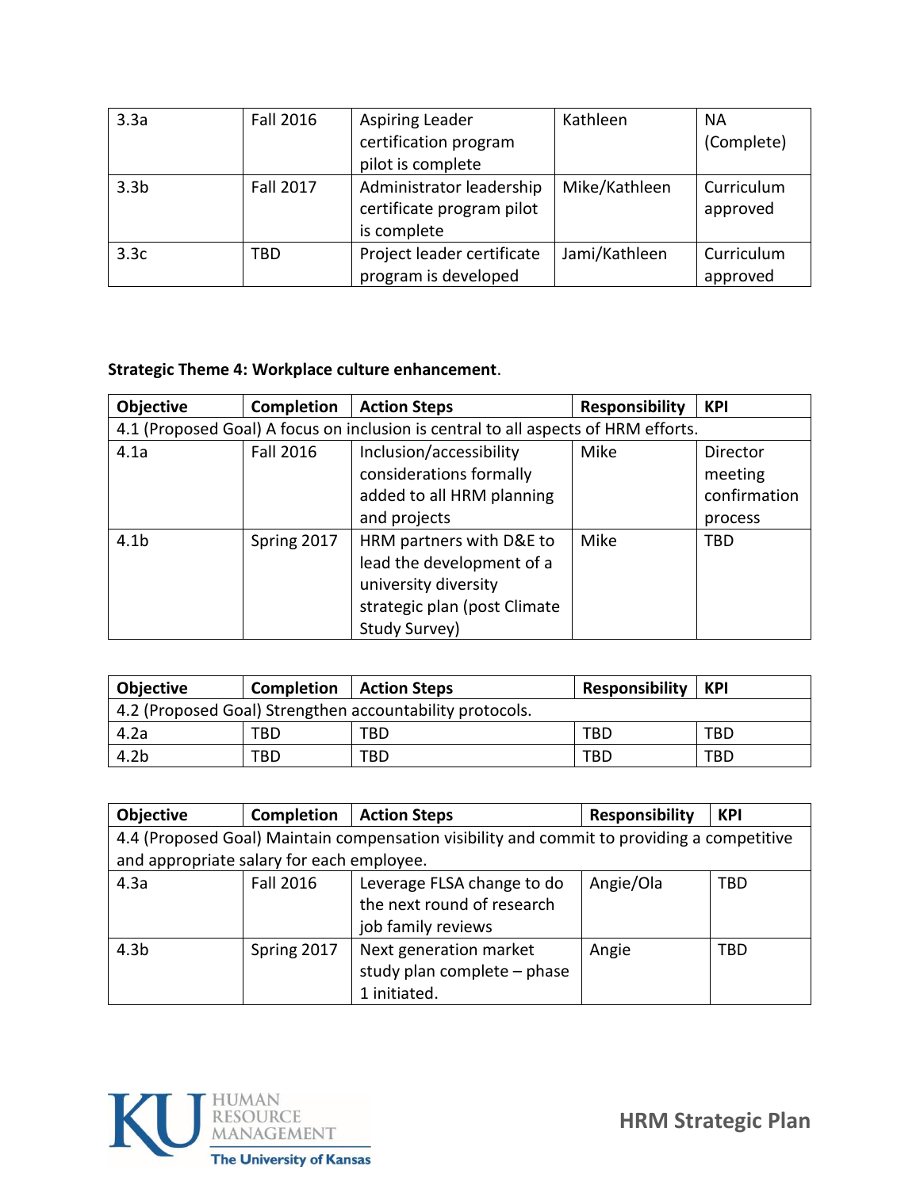| | | | | |
|---|---|---|---|---|
| 3.3a | Fall 2016 | Aspiring Leader certification program pilot is complete | Kathleen | NA (Complete) |
| 3.3b | Fall 2017 | Administrator leadership certificate program pilot is complete | Mike/Kathleen | Curriculum approved |
| 3.3c | TBD | Project leader certificate program is developed | Jami/Kathleen | Curriculum approved |

**Strategic Theme 4: Workplace culture enhancement**.

| Objective | Completion | Action Steps | Responsibility | KPI |
|---|---|---|---|---|
| 4.1 (Proposed Goal) A focus on inclusion is central to all aspects of HRM efforts. | | | | |
| 4.1a | Fall 2016 | Inclusion/accessibility considerations formally added to all HRM planning and projects | Mike | Director meeting confirmation process |
| 4.1b | Spring 2017 | HRM partners with D&E to lead the development of a university diversity strategic plan (post Climate Study Survey) | Mike | TBD |

| Objective | Completion | Action Steps | Responsibility | KPI |
|---|---|---|---|---|
| 4.2 (Proposed Goal) Strengthen accountability protocols. | | | | |
| 4.2a | TBD | TBD | TBD | TBD |
| 4.2b | TBD | TBD | TBD | TBD |

| Objective | Completion | Action Steps | Responsibility | KPI |
|---|---|---|---|---|
| 4.4 (Proposed Goal) Maintain compensation visibility and commit to providing a competitive and appropriate salary for each employee. | | | | |
| 4.3a | Fall 2016 | Leverage FLSA change to do the next round of research job family reviews | Angie/Ola | TBD |
| 4.3b | Spring 2017 | Next generation market study plan complete – phase 1 initiated. | Angie | TBD |